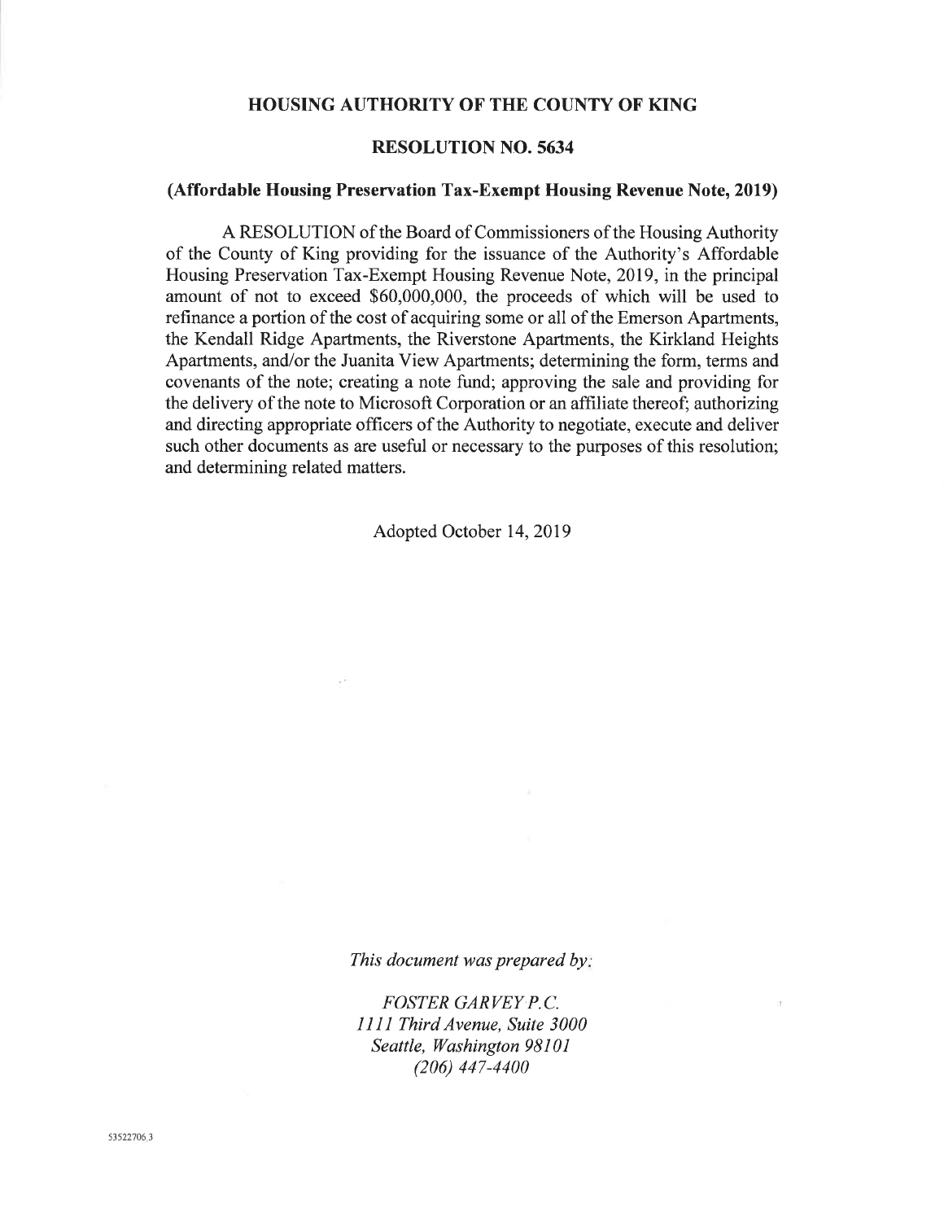# HOUSING AUTHORITY OF THE COUNTY OF KING

## RESOLUTION NO. 5634

### (Affordable Housing Preservation Tax-Exempt Housing Revenue Note, 2019)

A RESOLUTION of the Board of Commissioners of the Housing Authority of the County of King providing for the issuance of the Authority's Affordable Housing Preservation Tax-Exempt Housing Revenue Note, 2019, in the principal amount of not to exceed $60,000,000, the proceeds of which will be used to refinance a portion of the cost of acquiring some or all of the Emerson Apartments, the Kendall Ridge Apartments, the Riverstone Apartments, the Kirkland Heights Apartments, and/or the Juanita View Apartments; determining the form, terms and covenants of the note; creating a note fund; approving the sale and providing for the delivery of the note to Microsoft Corporation or an affiliate thereof; authorizing and directing appropriate officers of the Authority to negotiate, execute and deliver such other documents as are useful or necessary to the purposes of this resolution; and determining related matters.

Adopted October 14, 2019

*This document was prepared by:*

*FOSTER GARVEY P.C.*
*1111 Third Avenue, Suite 3000*
*Seattle, Washington 98101*
*(206) 447-4400*

53522706.3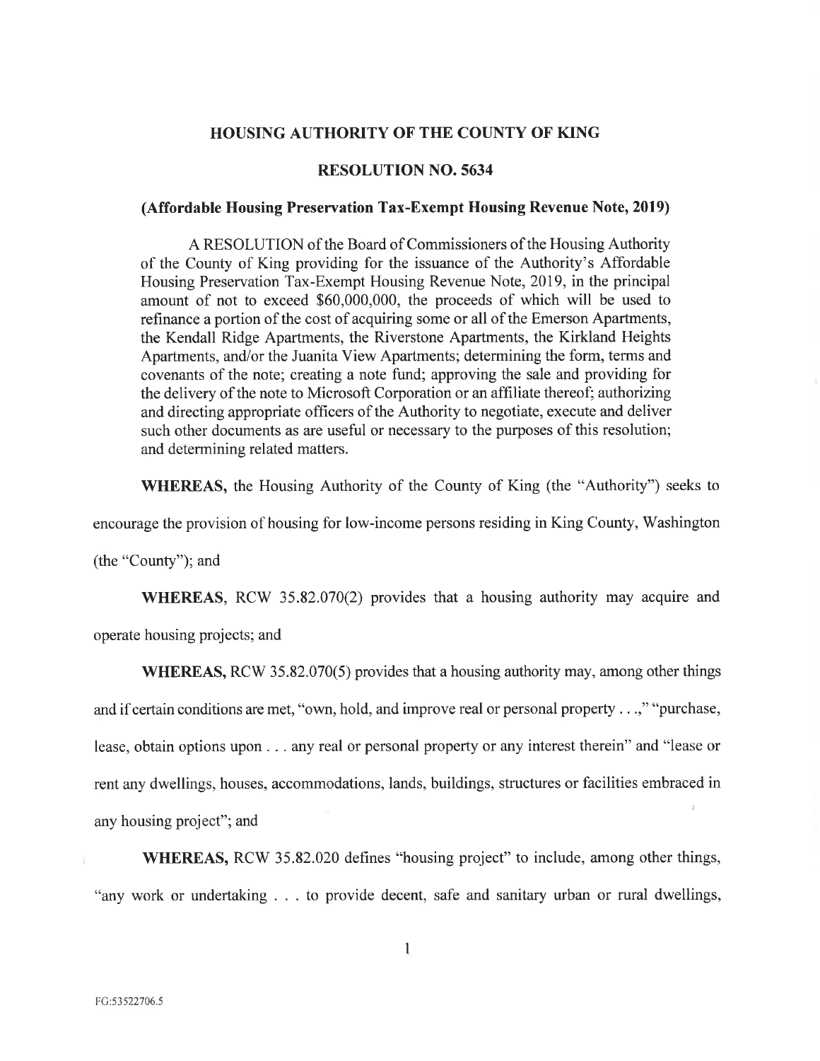# HOUSING AUTHORITY OF THE COUNTY OF KING

## RESOLUTION NO. 5634

### (Affordable Housing Preservation Tax-Exempt Housing Revenue Note, 2019)

A RESOLUTION of the Board of Commissioners of the Housing Authority of the County of King providing for the issuance of the Authority's Affordable Housing Preservation Tax-Exempt Housing Revenue Note, 2019, in the principal amount of not to exceed $60,000,000, the proceeds of which will be used to refinance a portion of the cost of acquiring some or all of the Emerson Apartments, the Kendall Ridge Apartments, the Riverstone Apartments, the Kirkland Heights Apartments, and/or the Juanita View Apartments; determining the form, terms and covenants of the note; creating a note fund; approving the sale and providing for the delivery of the note to Microsoft Corporation or an affiliate thereof; authorizing and directing appropriate officers of the Authority to negotiate, execute and deliver such other documents as are useful or necessary to the purposes of this resolution; and determining related matters.

**WHEREAS,** the Housing Authority of the County of King (the "Authority") seeks to encourage the provision of housing for low-income persons residing in King County, Washington (the "County"); and

**WHEREAS,** RCW 35.82.070(2) provides that a housing authority may acquire and operate housing projects; and

**WHEREAS,** RCW 35.82.070(5) provides that a housing authority may, among other things and if certain conditions are met, "own, hold, and improve real or personal property . . .," "purchase, lease, obtain options upon . . . any real or personal property or any interest therein" and "lease or rent any dwellings, houses, accommodations, lands, buildings, structures or facilities embraced in any housing project"; and

**WHEREAS,** RCW 35.82.020 defines "housing project" to include, among other things, "any work or undertaking . . . to provide decent, safe and sanitary urban or rural dwellings,

FG:53522706.5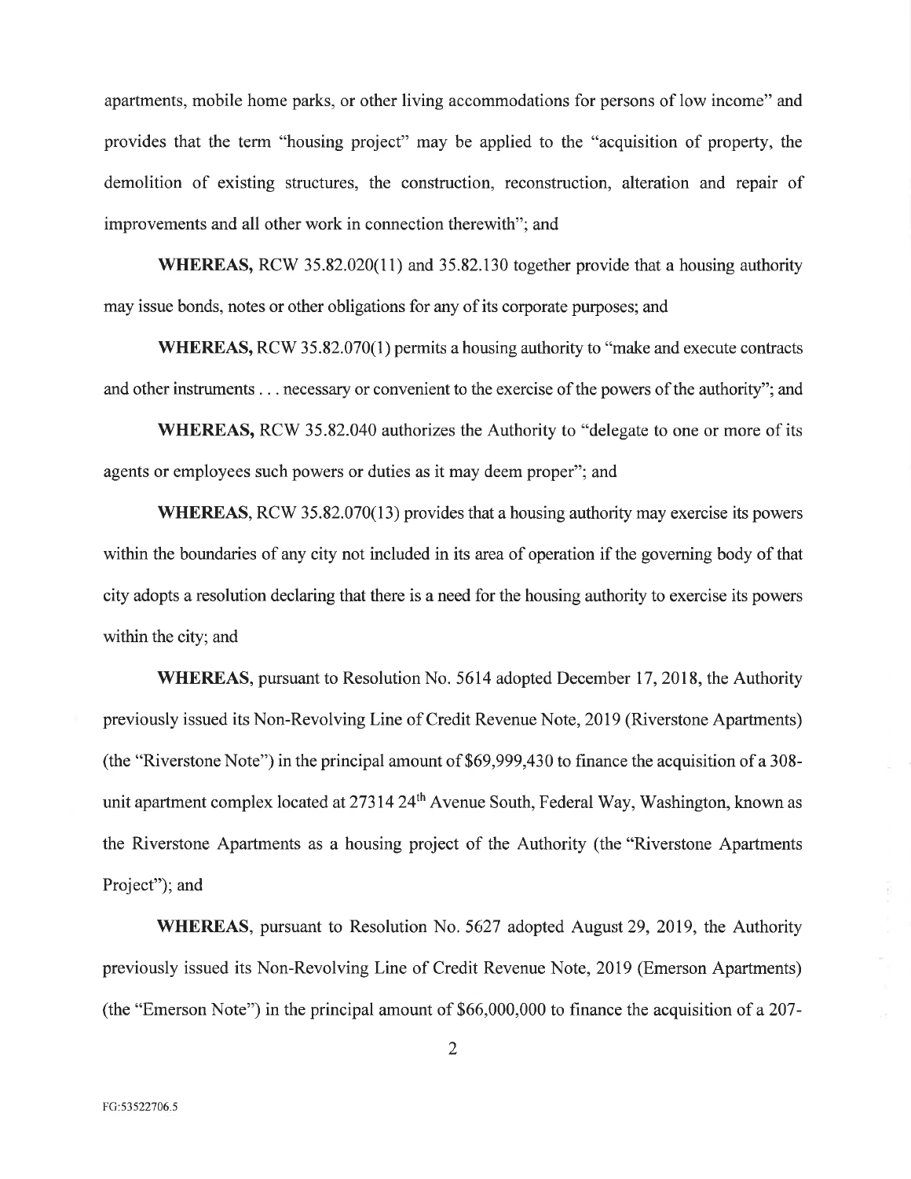apartments, mobile home parks, or other living accommodations for persons of low income" and provides that the term "housing project" may be applied to the "acquisition of property, the demolition of existing structures, the construction, reconstruction, alteration and repair of improvements and all other work in connection therewith"; and

**WHEREAS,** RCW 35.82.020(11) and 35.82.130 together provide that a housing authority may issue bonds, notes or other obligations for any of its corporate purposes; and

**WHEREAS,** RCW 35.82.070(1) permits a housing authority to "make and execute contracts and other instruments . . . necessary or convenient to the exercise of the powers of the authority"; and

**WHEREAS,** RCW 35.82.040 authorizes the Authority to "delegate to one or more of its agents or employees such powers or duties as it may deem proper"; and

**WHEREAS,** RCW 35.82.070(13) provides that a housing authority may exercise its powers within the boundaries of any city not included in its area of operation if the governing body of that city adopts a resolution declaring that there is a need for the housing authority to exercise its powers within the city; and

**WHEREAS,** pursuant to Resolution No. 5614 adopted December 17, 2018, the Authority previously issued its Non-Revolving Line of Credit Revenue Note, 2019 (Riverstone Apartments) (the "Riverstone Note") in the principal amount of $69,999,430 to finance the acquisition of a 308-unit apartment complex located at 27314 24th Avenue South, Federal Way, Washington, known as the Riverstone Apartments as a housing project of the Authority (the "Riverstone Apartments Project"); and

**WHEREAS,** pursuant to Resolution No. 5627 adopted August 29, 2019, the Authority previously issued its Non-Revolving Line of Credit Revenue Note, 2019 (Emerson Apartments) (the "Emerson Note") in the principal amount of $66,000,000 to finance the acquisition of a 207-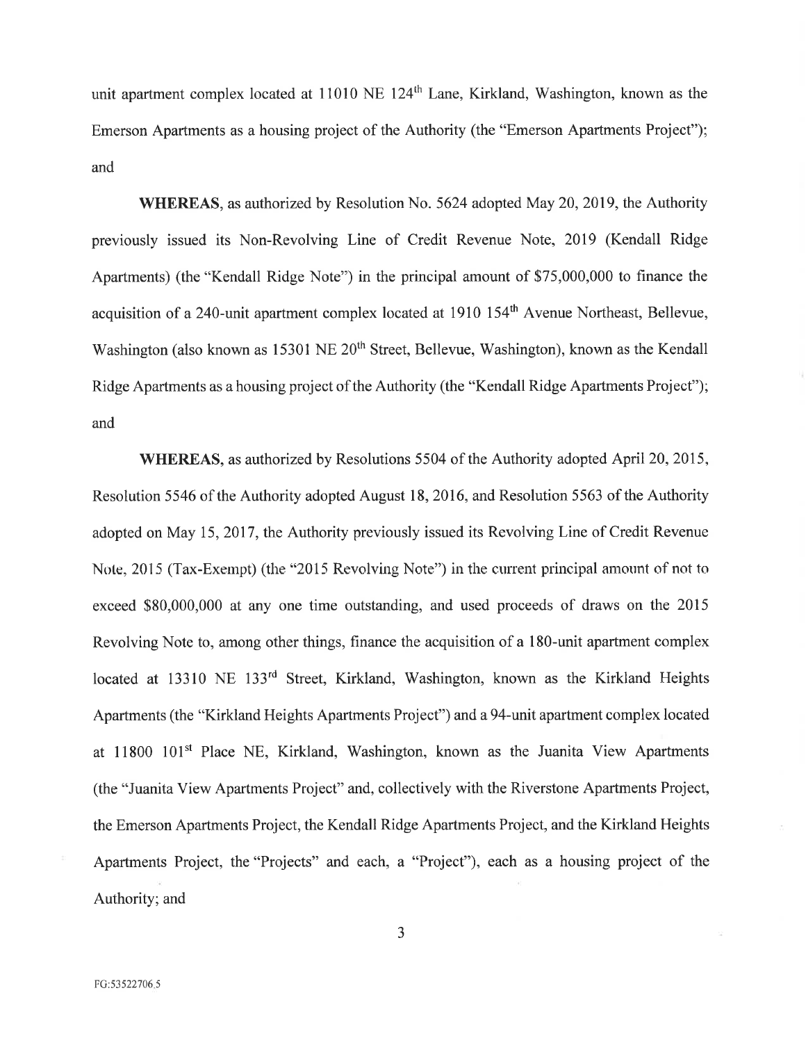unit apartment complex located at 11010 NE 124th Lane, Kirkland, Washington, known as the Emerson Apartments as a housing project of the Authority (the "Emerson Apartments Project"); and

**WHEREAS**, as authorized by Resolution No. 5624 adopted May 20, 2019, the Authority previously issued its Non-Revolving Line of Credit Revenue Note, 2019 (Kendall Ridge Apartments) (the "Kendall Ridge Note") in the principal amount of $75,000,000 to finance the acquisition of a 240-unit apartment complex located at 1910 154th Avenue Northeast, Bellevue, Washington (also known as 15301 NE 20th Street, Bellevue, Washington), known as the Kendall Ridge Apartments as a housing project of the Authority (the "Kendall Ridge Apartments Project"); and

**WHEREAS**, as authorized by Resolutions 5504 of the Authority adopted April 20, 2015, Resolution 5546 of the Authority adopted August 18, 2016, and Resolution 5563 of the Authority adopted on May 15, 2017, the Authority previously issued its Revolving Line of Credit Revenue Note, 2015 (Tax-Exempt) (the "2015 Revolving Note") in the current principal amount of not to exceed $80,000,000 at any one time outstanding, and used proceeds of draws on the 2015 Revolving Note to, among other things, finance the acquisition of a 180-unit apartment complex located at 13310 NE 133rd Street, Kirkland, Washington, known as the Kirkland Heights Apartments (the "Kirkland Heights Apartments Project") and a 94-unit apartment complex located at 11800 101st Place NE, Kirkland, Washington, known as the Juanita View Apartments (the "Juanita View Apartments Project" and, collectively with the Riverstone Apartments Project, the Emerson Apartments Project, the Kendall Ridge Apartments Project, and the Kirkland Heights Apartments Project, the "Projects" and each, a "Project"), each as a housing project of the Authority; and

FG:53522706.5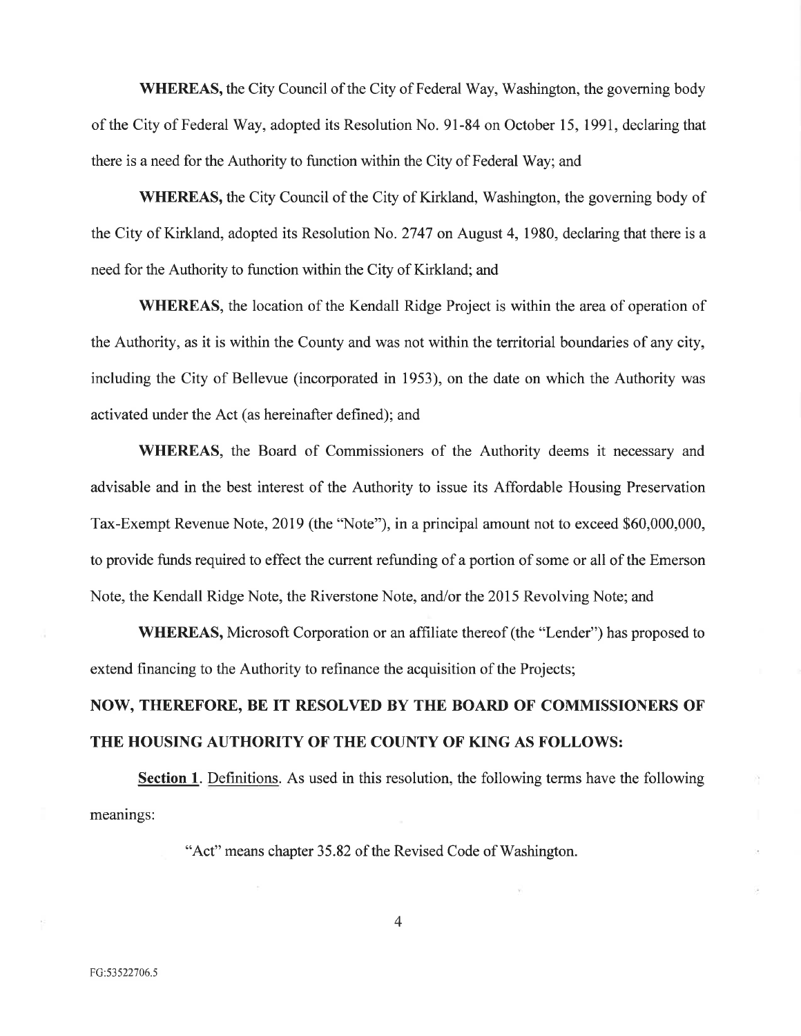**WHEREAS,** the City Council of the City of Federal Way, Washington, the governing body of the City of Federal Way, adopted its Resolution No. 91-84 on October 15, 1991, declaring that there is a need for the Authority to function within the City of Federal Way; and

**WHEREAS,** the City Council of the City of Kirkland, Washington, the governing body of the City of Kirkland, adopted its Resolution No. 2747 on August 4, 1980, declaring that there is a need for the Authority to function within the City of Kirkland; and

**WHEREAS,** the location of the Kendall Ridge Project is within the area of operation of the Authority, as it is within the County and was not within the territorial boundaries of any city, including the City of Bellevue (incorporated in 1953), on the date on which the Authority was activated under the Act (as hereinafter defined); and

**WHEREAS,** the Board of Commissioners of the Authority deems it necessary and advisable and in the best interest of the Authority to issue its Affordable Housing Preservation Tax-Exempt Revenue Note, 2019 (the "Note"), in a principal amount not to exceed $60,000,000, to provide funds required to effect the current refunding of a portion of some or all of the Emerson Note, the Kendall Ridge Note, the Riverstone Note, and/or the 2015 Revolving Note; and

**WHEREAS,** Microsoft Corporation or an affiliate thereof (the "Lender") has proposed to extend financing to the Authority to refinance the acquisition of the Projects;

**NOW, THEREFORE, BE IT RESOLVED BY THE BOARD OF COMMISSIONERS OF THE HOUSING AUTHORITY OF THE COUNTY OF KING AS FOLLOWS:**

**Section 1**. Definitions. As used in this resolution, the following terms have the following meanings:

"Act" means chapter 35.82 of the Revised Code of Washington.

FG:53522706.5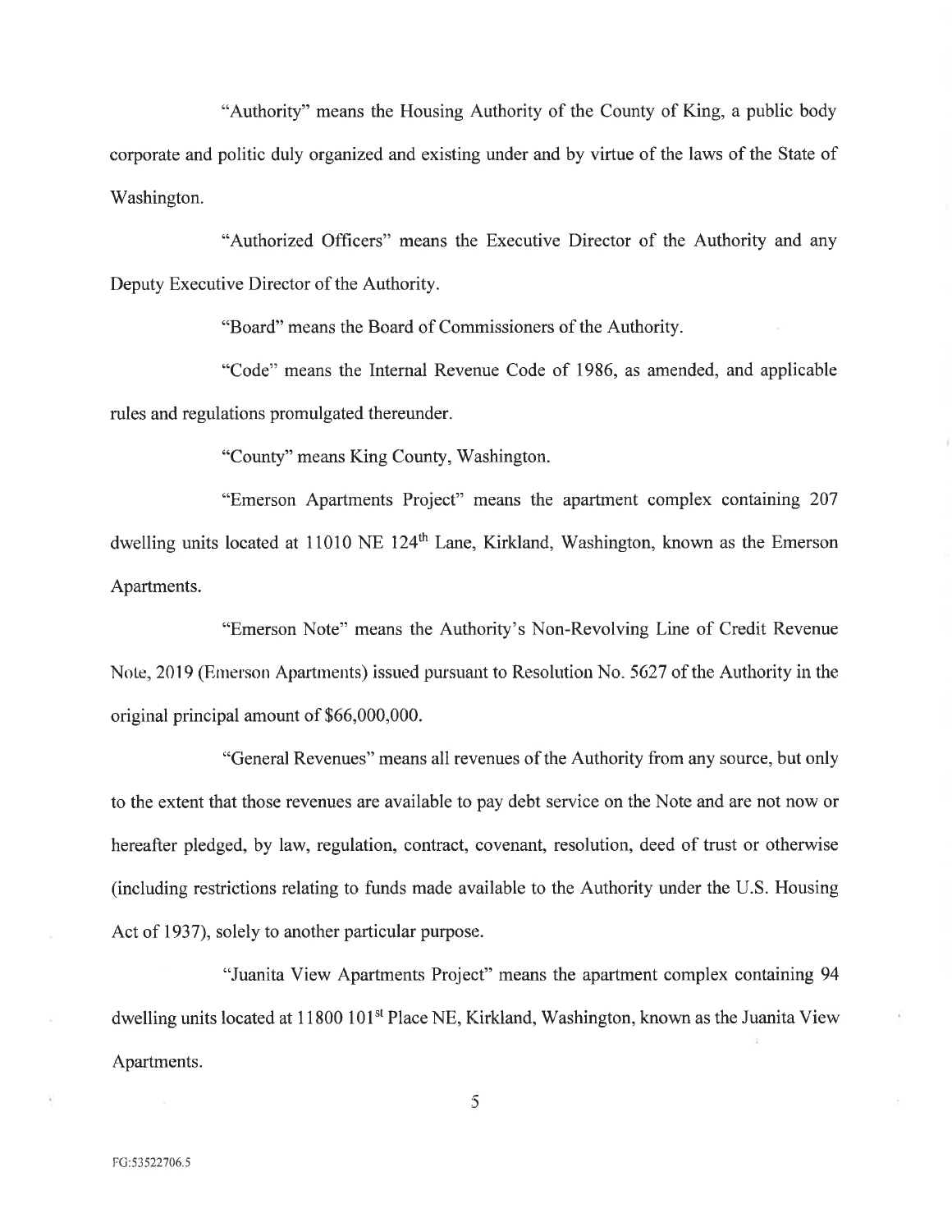"Authority" means the Housing Authority of the County of King, a public body corporate and politic duly organized and existing under and by virtue of the laws of the State of Washington.

"Authorized Officers" means the Executive Director of the Authority and any Deputy Executive Director of the Authority.

"Board" means the Board of Commissioners of the Authority.

"Code" means the Internal Revenue Code of 1986, as amended, and applicable rules and regulations promulgated thereunder.

"County" means King County, Washington.

"Emerson Apartments Project" means the apartment complex containing 207 dwelling units located at 11010 NE 124th Lane, Kirkland, Washington, known as the Emerson Apartments.

"Emerson Note" means the Authority's Non-Revolving Line of Credit Revenue Note, 2019 (Emerson Apartments) issued pursuant to Resolution No. 5627 of the Authority in the original principal amount of $66,000,000.

"General Revenues" means all revenues of the Authority from any source, but only to the extent that those revenues are available to pay debt service on the Note and are not now or hereafter pledged, by law, regulation, contract, covenant, resolution, deed of trust or otherwise (including restrictions relating to funds made available to the Authority under the U.S. Housing Act of 1937), solely to another particular purpose.

"Juanita View Apartments Project" means the apartment complex containing 94 dwelling units located at 11800 101st Place NE, Kirkland, Washington, known as the Juanita View Apartments.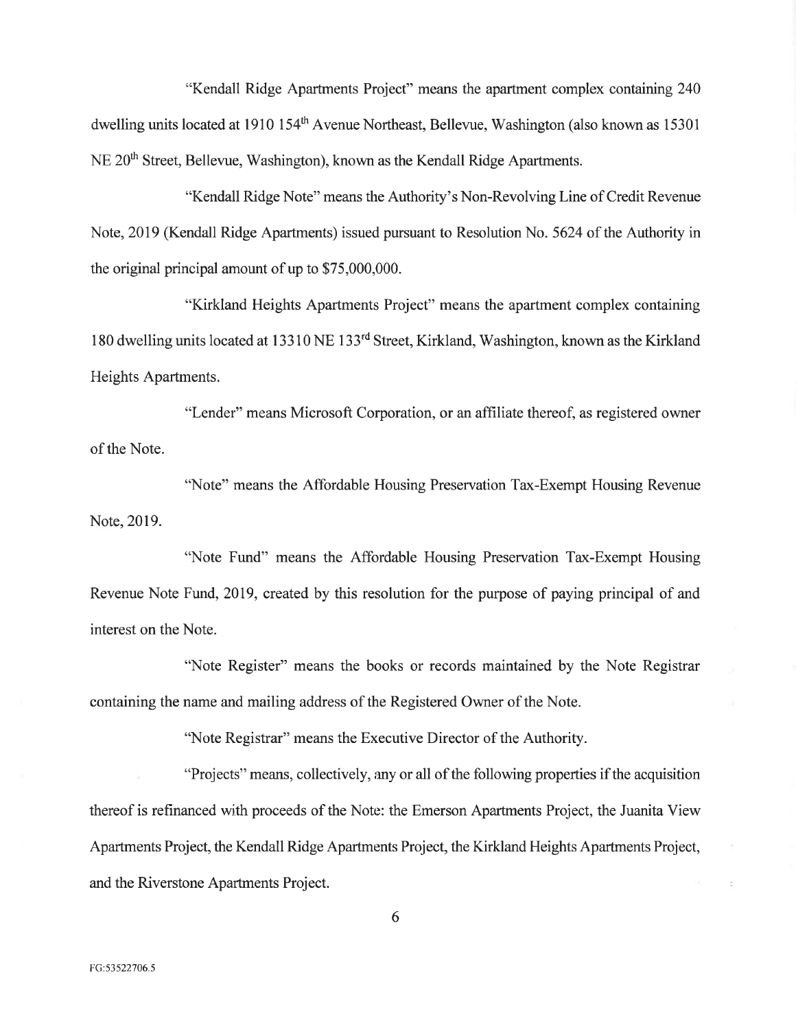"Kendall Ridge Apartments Project" means the apartment complex containing 240 dwelling units located at 1910 154th Avenue Northeast, Bellevue, Washington (also known as 15301 NE 20th Street, Bellevue, Washington), known as the Kendall Ridge Apartments.

"Kendall Ridge Note" means the Authority's Non-Revolving Line of Credit Revenue Note, 2019 (Kendall Ridge Apartments) issued pursuant to Resolution No. 5624 of the Authority in the original principal amount of up to $75,000,000.

"Kirkland Heights Apartments Project" means the apartment complex containing 180 dwelling units located at 13310 NE 133rd Street, Kirkland, Washington, known as the Kirkland Heights Apartments.

"Lender" means Microsoft Corporation, or an affiliate thereof, as registered owner of the Note.

"Note" means the Affordable Housing Preservation Tax-Exempt Housing Revenue Note, 2019.

"Note Fund" means the Affordable Housing Preservation Tax-Exempt Housing Revenue Note Fund, 2019, created by this resolution for the purpose of paying principal of and interest on the Note.

"Note Register" means the books or records maintained by the Note Registrar containing the name and mailing address of the Registered Owner of the Note.

"Note Registrar" means the Executive Director of the Authority.

"Projects" means, collectively, any or all of the following properties if the acquisition thereof is refinanced with proceeds of the Note: the Emerson Apartments Project, the Juanita View Apartments Project, the Kendall Ridge Apartments Project, the Kirkland Heights Apartments Project, and the Riverstone Apartments Project.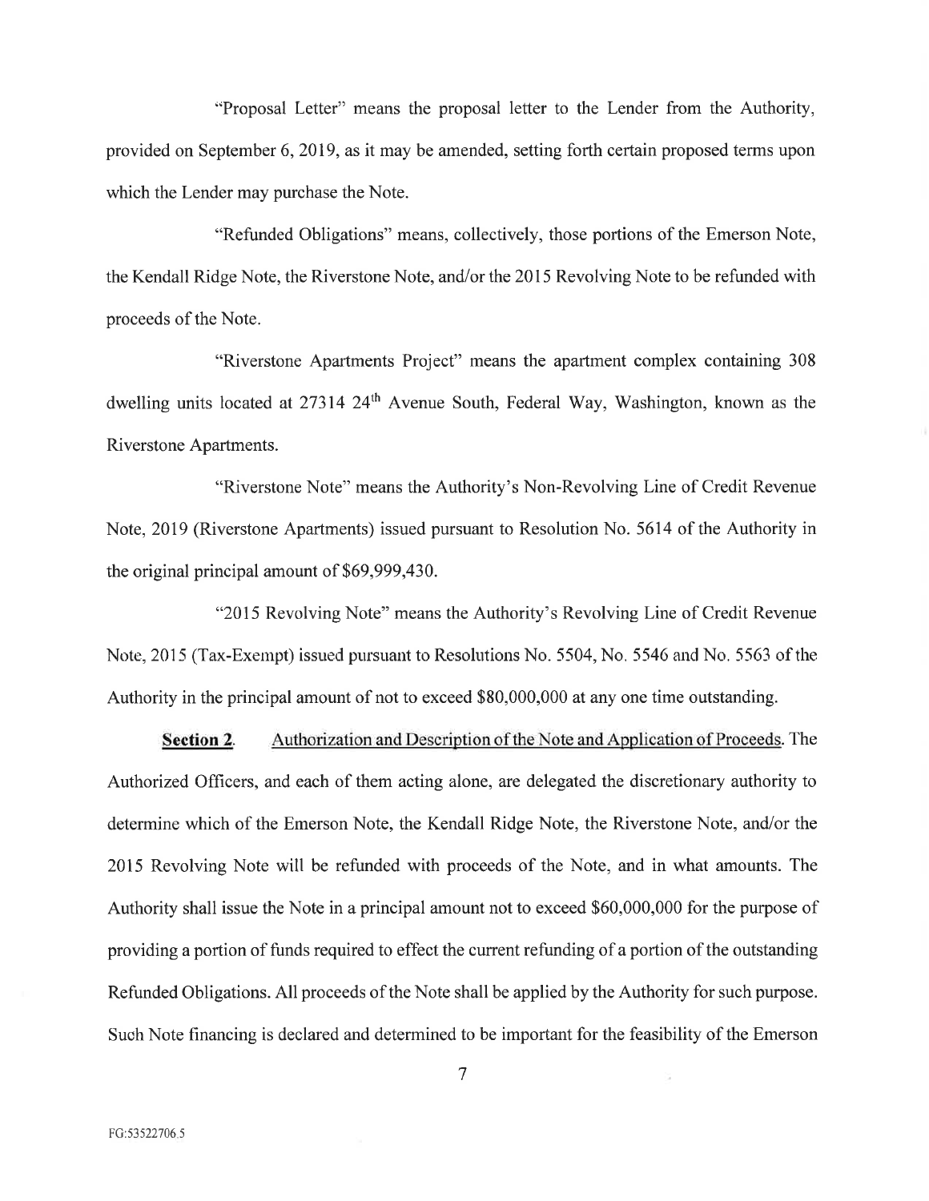"Proposal Letter" means the proposal letter to the Lender from the Authority, provided on September 6, 2019, as it may be amended, setting forth certain proposed terms upon which the Lender may purchase the Note.

"Refunded Obligations" means, collectively, those portions of the Emerson Note, the Kendall Ridge Note, the Riverstone Note, and/or the 2015 Revolving Note to be refunded with proceeds of the Note.

"Riverstone Apartments Project" means the apartment complex containing 308 dwelling units located at 27314 24th Avenue South, Federal Way, Washington, known as the Riverstone Apartments.

"Riverstone Note" means the Authority's Non-Revolving Line of Credit Revenue Note, 2019 (Riverstone Apartments) issued pursuant to Resolution No. 5614 of the Authority in the original principal amount of $69,999,430.

"2015 Revolving Note" means the Authority's Revolving Line of Credit Revenue Note, 2015 (Tax-Exempt) issued pursuant to Resolutions No. 5504, No. 5546 and No. 5563 of the Authority in the principal amount of not to exceed $80,000,000 at any one time outstanding.

**Section 2**. Authorization and Description of the Note and Application of Proceeds. The Authorized Officers, and each of them acting alone, are delegated the discretionary authority to determine which of the Emerson Note, the Kendall Ridge Note, the Riverstone Note, and/or the 2015 Revolving Note will be refunded with proceeds of the Note, and in what amounts. The Authority shall issue the Note in a principal amount not to exceed $60,000,000 for the purpose of providing a portion of funds required to effect the current refunding of a portion of the outstanding Refunded Obligations. All proceeds of the Note shall be applied by the Authority for such purpose. Such Note financing is declared and determined to be important for the feasibility of the Emerson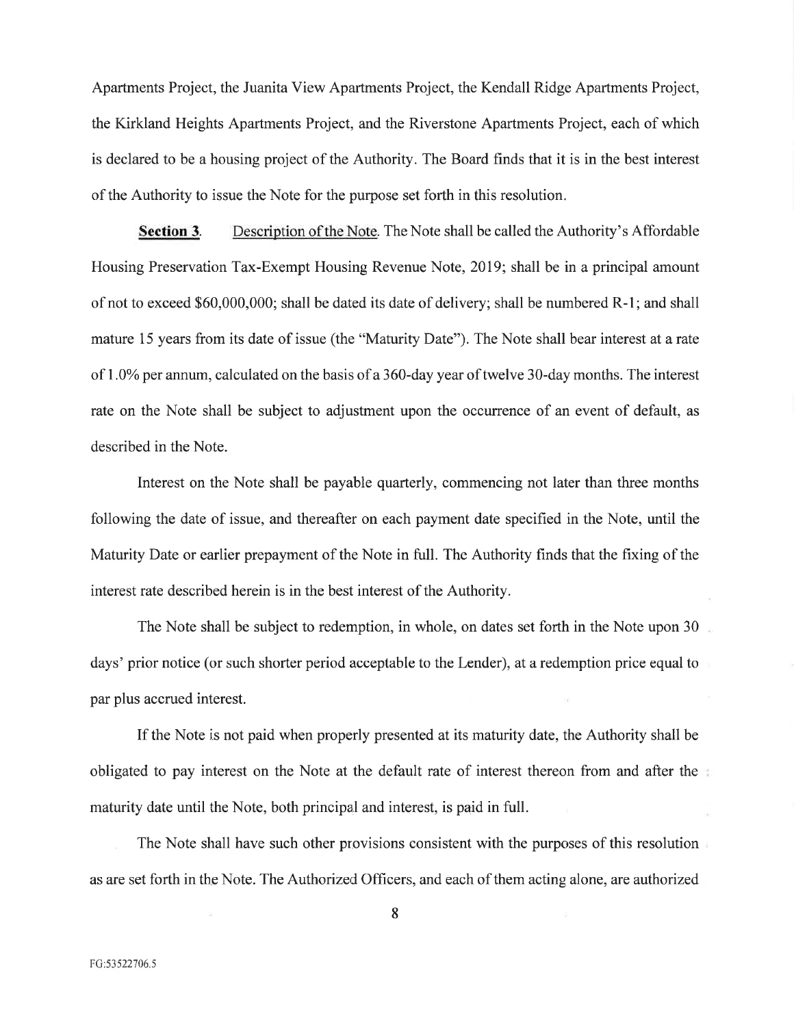Apartments Project, the Juanita View Apartments Project, the Kendall Ridge Apartments Project, the Kirkland Heights Apartments Project, and the Riverstone Apartments Project, each of which is declared to be a housing project of the Authority. The Board finds that it is in the best interest of the Authority to issue the Note for the purpose set forth in this resolution.

**Section 3**. Description of the Note. The Note shall be called the Authority's Affordable Housing Preservation Tax-Exempt Housing Revenue Note, 2019; shall be in a principal amount of not to exceed $60,000,000; shall be dated its date of delivery; shall be numbered R-1; and shall mature 15 years from its date of issue (the "Maturity Date"). The Note shall bear interest at a rate of 1.0% per annum, calculated on the basis of a 360-day year of twelve 30-day months. The interest rate on the Note shall be subject to adjustment upon the occurrence of an event of default, as described in the Note.

Interest on the Note shall be payable quarterly, commencing not later than three months following the date of issue, and thereafter on each payment date specified in the Note, until the Maturity Date or earlier prepayment of the Note in full. The Authority finds that the fixing of the interest rate described herein is in the best interest of the Authority.

The Note shall be subject to redemption, in whole, on dates set forth in the Note upon 30 days' prior notice (or such shorter period acceptable to the Lender), at a redemption price equal to par plus accrued interest.

If the Note is not paid when properly presented at its maturity date, the Authority shall be obligated to pay interest on the Note at the default rate of interest thereon from and after the maturity date until the Note, both principal and interest, is paid in full.

The Note shall have such other provisions consistent with the purposes of this resolution as are set forth in the Note. The Authorized Officers, and each of them acting alone, are authorized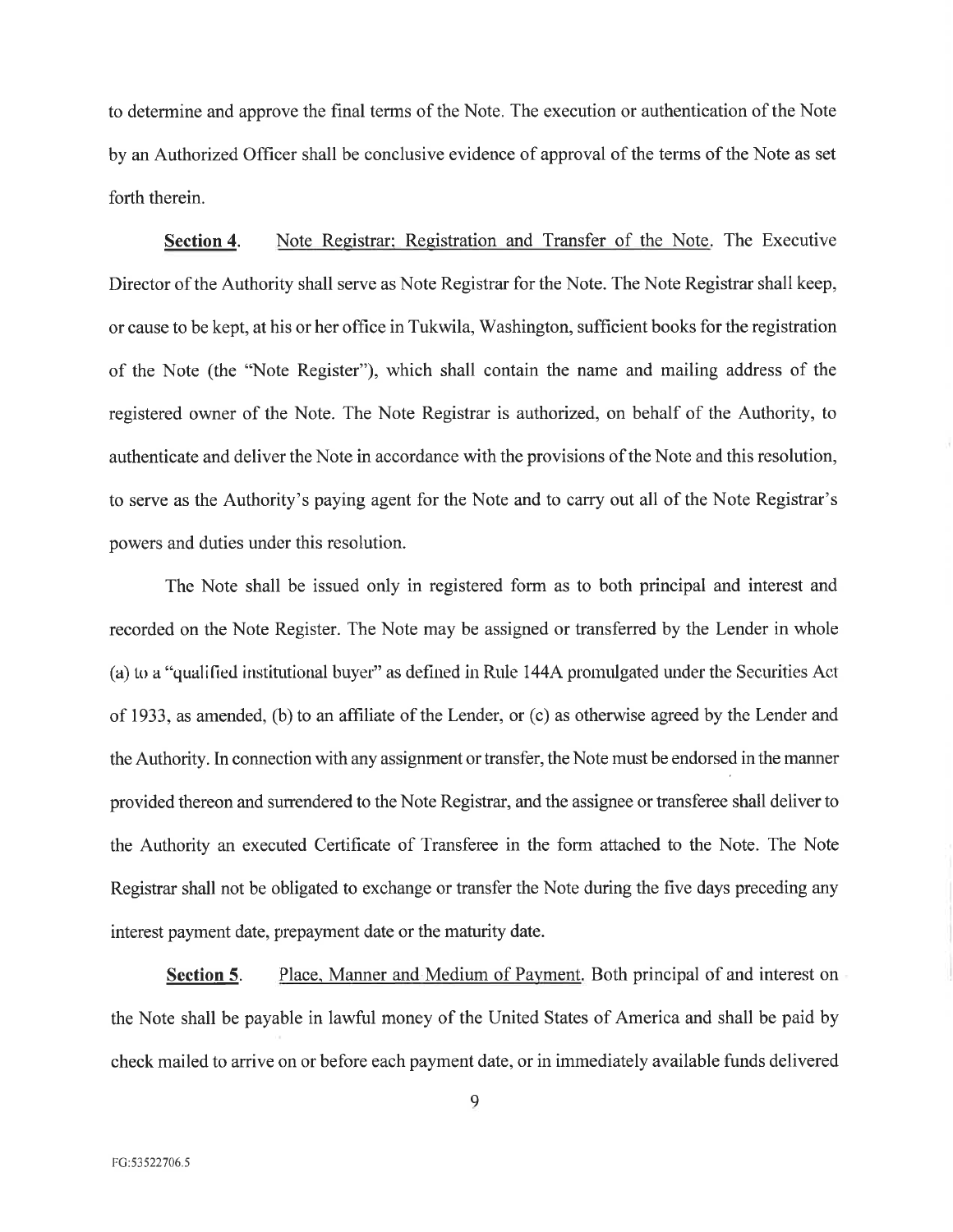to determine and approve the final terms of the Note. The execution or authentication of the Note by an Authorized Officer shall be conclusive evidence of approval of the terms of the Note as set forth therein.

**Section 4**. Note Registrar; Registration and Transfer of the Note. The Executive Director of the Authority shall serve as Note Registrar for the Note. The Note Registrar shall keep, or cause to be kept, at his or her office in Tukwila, Washington, sufficient books for the registration of the Note (the "Note Register"), which shall contain the name and mailing address of the registered owner of the Note. The Note Registrar is authorized, on behalf of the Authority, to authenticate and deliver the Note in accordance with the provisions of the Note and this resolution, to serve as the Authority's paying agent for the Note and to carry out all of the Note Registrar's powers and duties under this resolution.

The Note shall be issued only in registered form as to both principal and interest and recorded on the Note Register. The Note may be assigned or transferred by the Lender in whole (a) to a "qualified institutional buyer" as defined in Rule 144A promulgated under the Securities Act of 1933, as amended, (b) to an affiliate of the Lender, or (c) as otherwise agreed by the Lender and the Authority. In connection with any assignment or transfer, the Note must be endorsed in the manner provided thereon and surrendered to the Note Registrar, and the assignee or transferee shall deliver to the Authority an executed Certificate of Transferee in the form attached to the Note. The Note Registrar shall not be obligated to exchange or transfer the Note during the five days preceding any interest payment date, prepayment date or the maturity date.

**Section 5**. Place, Manner and Medium of Payment. Both principal of and interest on the Note shall be payable in lawful money of the United States of America and shall be paid by check mailed to arrive on or before each payment date, or in immediately available funds delivered

FG:53522706.5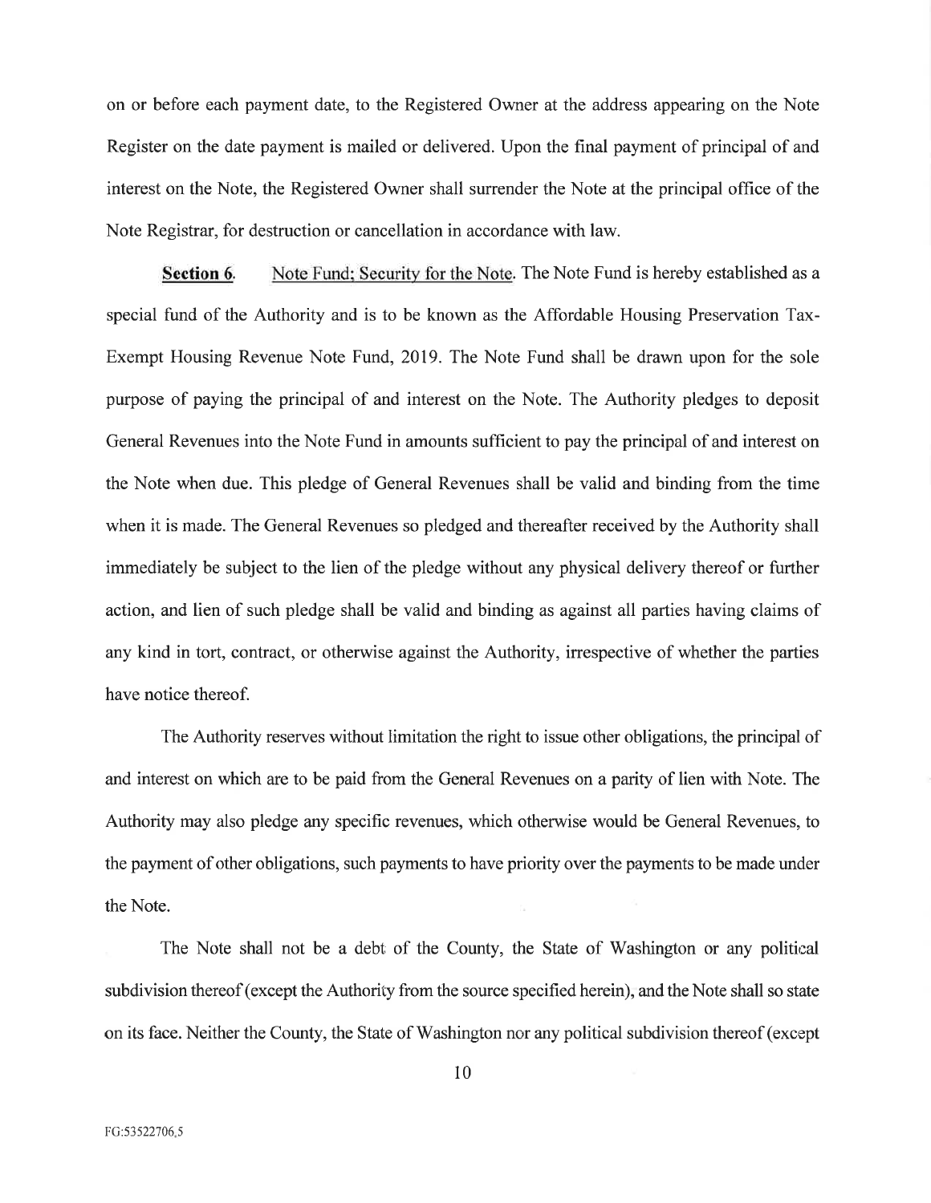on or before each payment date, to the Registered Owner at the address appearing on the Note Register on the date payment is mailed or delivered. Upon the final payment of principal of and interest on the Note, the Registered Owner shall surrender the Note at the principal office of the Note Registrar, for destruction or cancellation in accordance with law.

**Section 6.** Note Fund; Security for the Note. The Note Fund is hereby established as a special fund of the Authority and is to be known as the Affordable Housing Preservation Tax-Exempt Housing Revenue Note Fund, 2019. The Note Fund shall be drawn upon for the sole purpose of paying the principal of and interest on the Note. The Authority pledges to deposit General Revenues into the Note Fund in amounts sufficient to pay the principal of and interest on the Note when due. This pledge of General Revenues shall be valid and binding from the time when it is made. The General Revenues so pledged and thereafter received by the Authority shall immediately be subject to the lien of the pledge without any physical delivery thereof or further action, and lien of such pledge shall be valid and binding as against all parties having claims of any kind in tort, contract, or otherwise against the Authority, irrespective of whether the parties have notice thereof.

The Authority reserves without limitation the right to issue other obligations, the principal of and interest on which are to be paid from the General Revenues on a parity of lien with Note. The Authority may also pledge any specific revenues, which otherwise would be General Revenues, to the payment of other obligations, such payments to have priority over the payments to be made under the Note.

The Note shall not be a debt of the County, the State of Washington or any political subdivision thereof (except the Authority from the source specified herein), and the Note shall so state on its face. Neither the County, the State of Washington nor any political subdivision thereof (except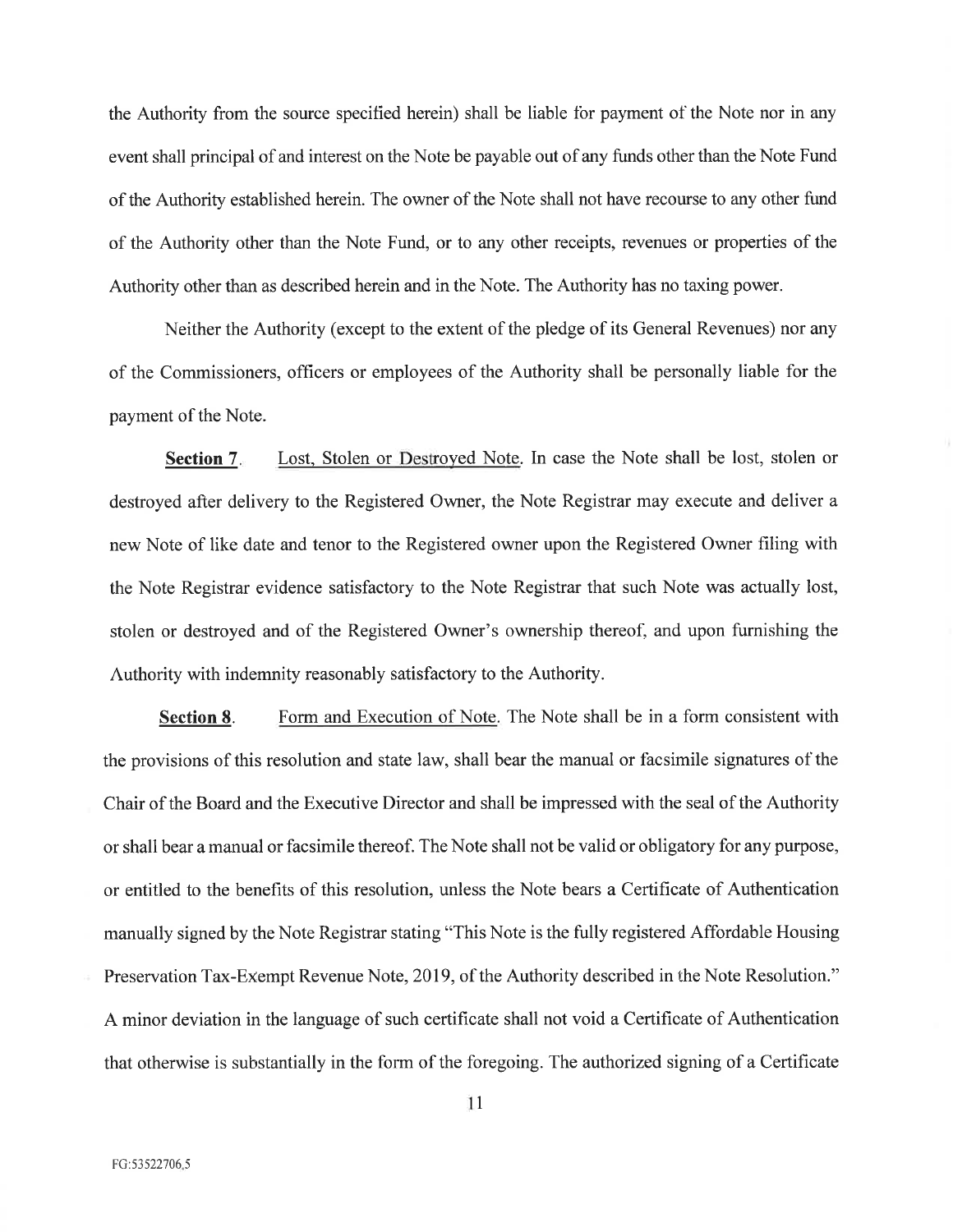the Authority from the source specified herein) shall be liable for payment of the Note nor in any event shall principal of and interest on the Note be payable out of any funds other than the Note Fund of the Authority established herein. The owner of the Note shall not have recourse to any other fund of the Authority other than the Note Fund, or to any other receipts, revenues or properties of the Authority other than as described herein and in the Note. The Authority has no taxing power.

Neither the Authority (except to the extent of the pledge of its General Revenues) nor any of the Commissioners, officers or employees of the Authority shall be personally liable for the payment of the Note.

**Section 7**. Lost, Stolen or Destroyed Note. In case the Note shall be lost, stolen or destroyed after delivery to the Registered Owner, the Note Registrar may execute and deliver a new Note of like date and tenor to the Registered owner upon the Registered Owner filing with the Note Registrar evidence satisfactory to the Note Registrar that such Note was actually lost, stolen or destroyed and of the Registered Owner's ownership thereof, and upon furnishing the Authority with indemnity reasonably satisfactory to the Authority.

**Section 8**. Form and Execution of Note. The Note shall be in a form consistent with the provisions of this resolution and state law, shall bear the manual or facsimile signatures of the Chair of the Board and the Executive Director and shall be impressed with the seal of the Authority or shall bear a manual or facsimile thereof. The Note shall not be valid or obligatory for any purpose, or entitled to the benefits of this resolution, unless the Note bears a Certificate of Authentication manually signed by the Note Registrar stating "This Note is the fully registered Affordable Housing Preservation Tax-Exempt Revenue Note, 2019, of the Authority described in the Note Resolution." A minor deviation in the language of such certificate shall not void a Certificate of Authentication that otherwise is substantially in the form of the foregoing. The authorized signing of a Certificate

FG:53522706.5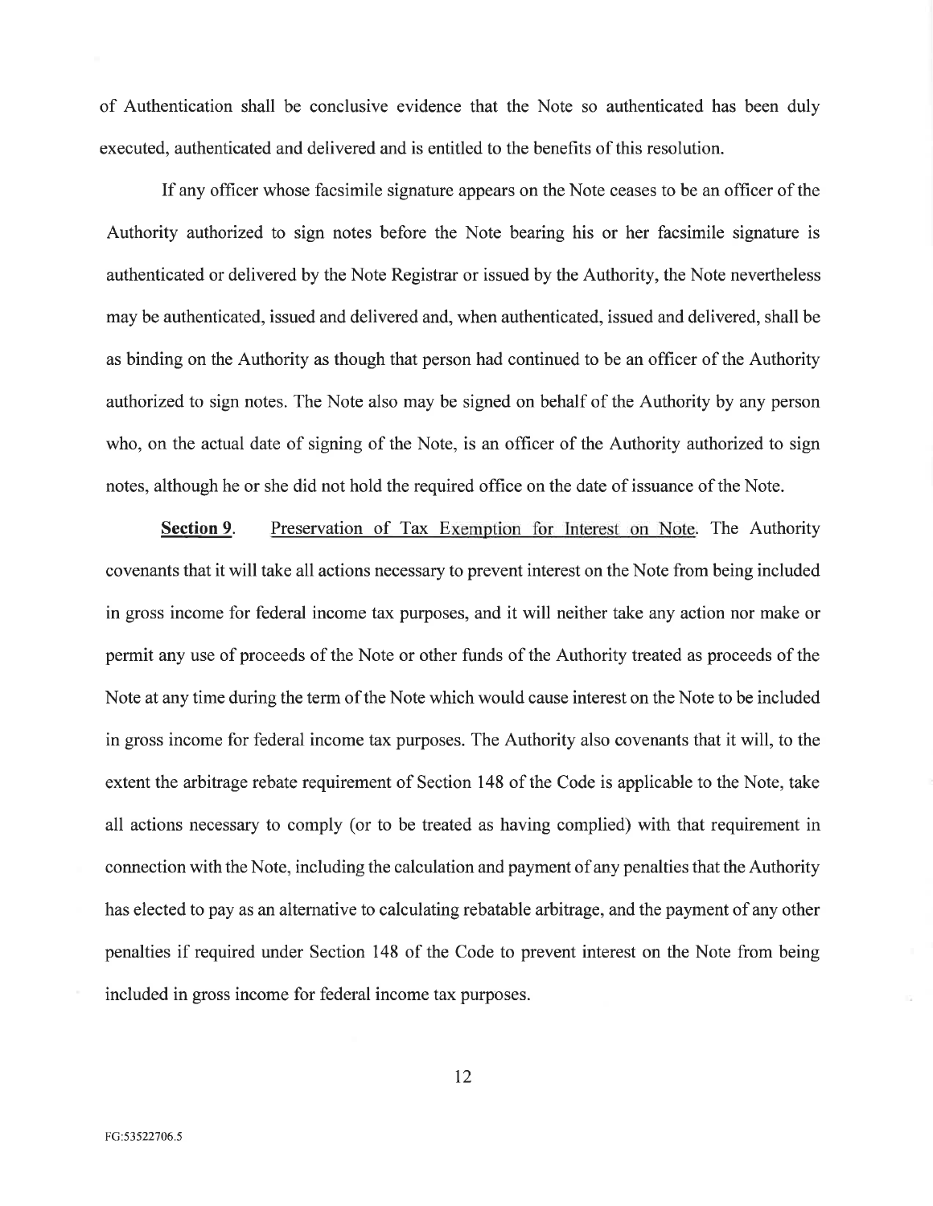of Authentication shall be conclusive evidence that the Note so authenticated has been duly executed, authenticated and delivered and is entitled to the benefits of this resolution.

If any officer whose facsimile signature appears on the Note ceases to be an officer of the Authority authorized to sign notes before the Note bearing his or her facsimile signature is authenticated or delivered by the Note Registrar or issued by the Authority, the Note nevertheless may be authenticated, issued and delivered and, when authenticated, issued and delivered, shall be as binding on the Authority as though that person had continued to be an officer of the Authority authorized to sign notes. The Note also may be signed on behalf of the Authority by any person who, on the actual date of signing of the Note, is an officer of the Authority authorized to sign notes, although he or she did not hold the required office on the date of issuance of the Note.

**Section 9**. Preservation of Tax Exemption for Interest on Note. The Authority covenants that it will take all actions necessary to prevent interest on the Note from being included in gross income for federal income tax purposes, and it will neither take any action nor make or permit any use of proceeds of the Note or other funds of the Authority treated as proceeds of the Note at any time during the term of the Note which would cause interest on the Note to be included in gross income for federal income tax purposes. The Authority also covenants that it will, to the extent the arbitrage rebate requirement of Section 148 of the Code is applicable to the Note, take all actions necessary to comply (or to be treated as having complied) with that requirement in connection with the Note, including the calculation and payment of any penalties that the Authority has elected to pay as an alternative to calculating rebatable arbitrage, and the payment of any other penalties if required under Section 148 of the Code to prevent interest on the Note from being included in gross income for federal income tax purposes.

FG:53522706.5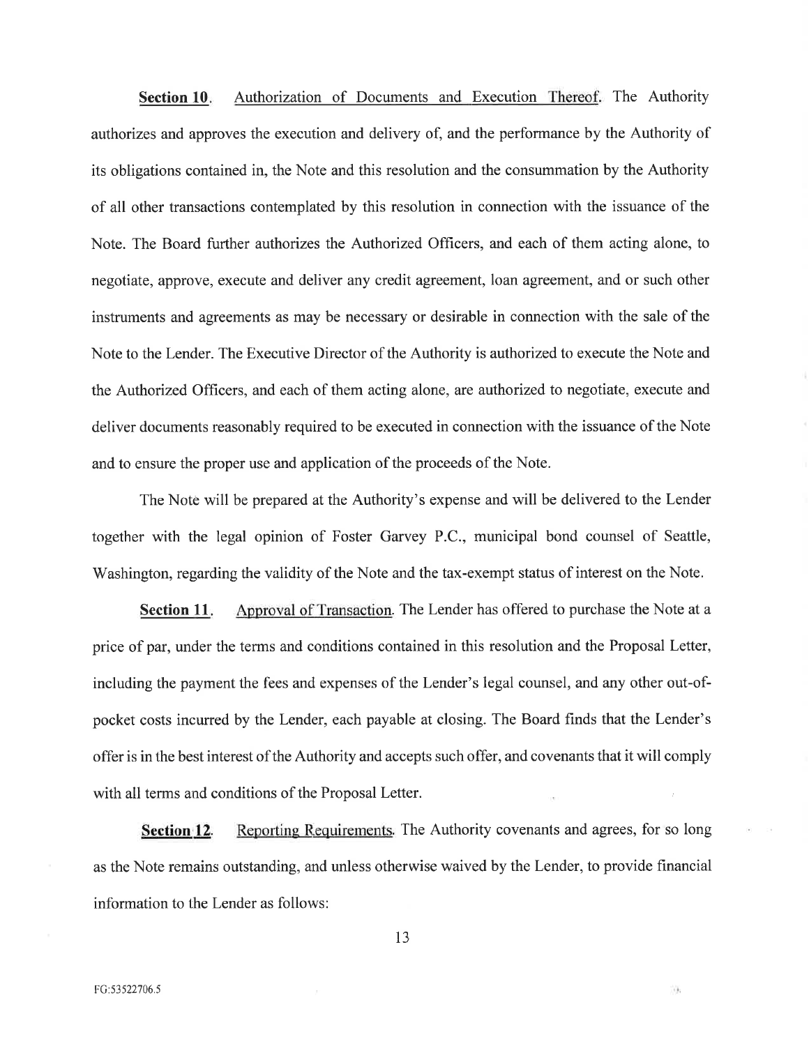**Section 10**. Authorization of Documents and Execution Thereof. The Authority authorizes and approves the execution and delivery of, and the performance by the Authority of its obligations contained in, the Note and this resolution and the consummation by the Authority of all other transactions contemplated by this resolution in connection with the issuance of the Note. The Board further authorizes the Authorized Officers, and each of them acting alone, to negotiate, approve, execute and deliver any credit agreement, loan agreement, and or such other instruments and agreements as may be necessary or desirable in connection with the sale of the Note to the Lender. The Executive Director of the Authority is authorized to execute the Note and the Authorized Officers, and each of them acting alone, are authorized to negotiate, execute and deliver documents reasonably required to be executed in connection with the issuance of the Note and to ensure the proper use and application of the proceeds of the Note.

The Note will be prepared at the Authority's expense and will be delivered to the Lender together with the legal opinion of Foster Garvey P.C., municipal bond counsel of Seattle, Washington, regarding the validity of the Note and the tax-exempt status of interest on the Note.

**Section 11**. Approval of Transaction. The Lender has offered to purchase the Note at a price of par, under the terms and conditions contained in this resolution and the Proposal Letter, including the payment the fees and expenses of the Lender's legal counsel, and any other out-of-pocket costs incurred by the Lender, each payable at closing. The Board finds that the Lender's offer is in the best interest of the Authority and accepts such offer, and covenants that it will comply with all terms and conditions of the Proposal Letter.

**Section 12**. Reporting Requirements. The Authority covenants and agrees, for so long as the Note remains outstanding, and unless otherwise waived by the Lender, to provide financial information to the Lender as follows: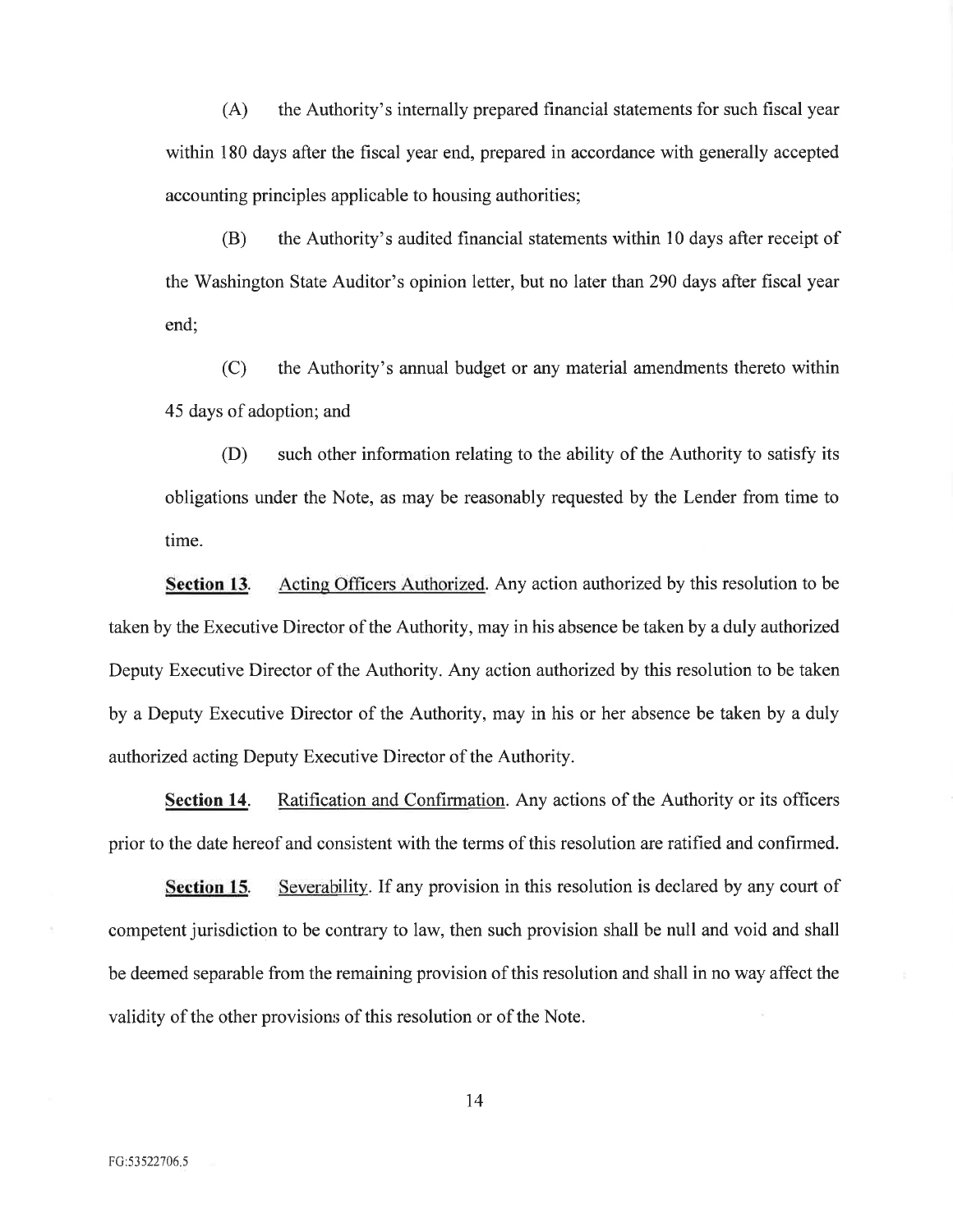(A) the Authority's internally prepared financial statements for such fiscal year within 180 days after the fiscal year end, prepared in accordance with generally accepted accounting principles applicable to housing authorities;

(B) the Authority's audited financial statements within 10 days after receipt of the Washington State Auditor's opinion letter, but no later than 290 days after fiscal year end;

(C) the Authority's annual budget or any material amendments thereto within 45 days of adoption; and

(D) such other information relating to the ability of the Authority to satisfy its obligations under the Note, as may be reasonably requested by the Lender from time to time.

**Section 13.** Acting Officers Authorized. Any action authorized by this resolution to be taken by the Executive Director of the Authority, may in his absence be taken by a duly authorized Deputy Executive Director of the Authority. Any action authorized by this resolution to be taken by a Deputy Executive Director of the Authority, may in his or her absence be taken by a duly authorized acting Deputy Executive Director of the Authority.

**Section 14.** Ratification and Confirmation. Any actions of the Authority or its officers prior to the date hereof and consistent with the terms of this resolution are ratified and confirmed.

**Section 15.** Severability. If any provision in this resolution is declared by any court of competent jurisdiction to be contrary to law, then such provision shall be null and void and shall be deemed separable from the remaining provision of this resolution and shall in no way affect the validity of the other provisions of this resolution or of the Note.

FG:53522706.5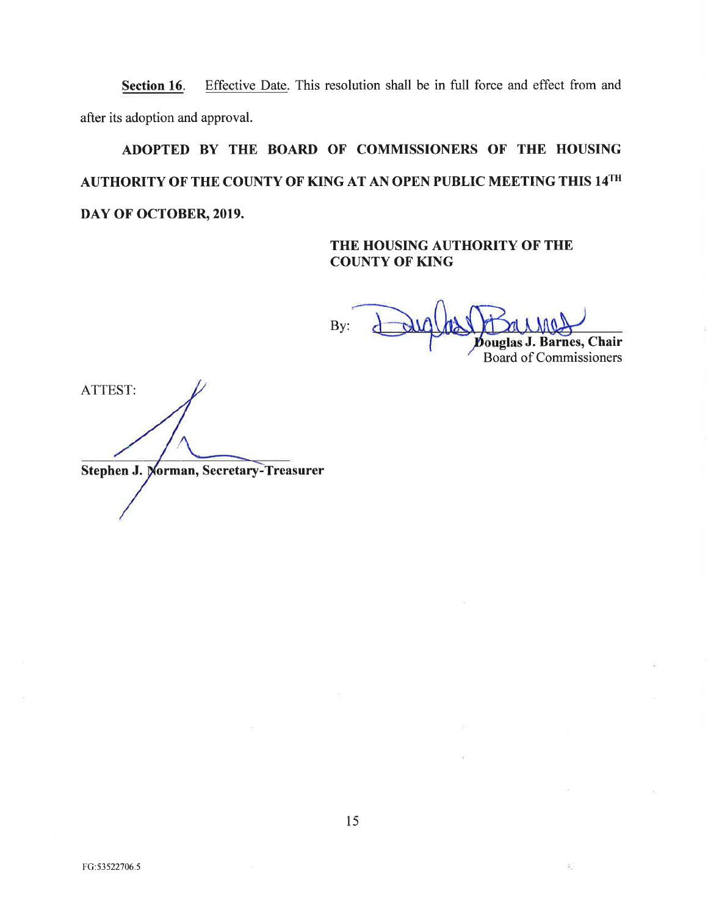**Section 16**. Effective Date. This resolution shall be in full force and effect from and after its adoption and approval.

**ADOPTED BY THE BOARD OF COMMISSIONERS OF THE HOUSING AUTHORITY OF THE COUNTY OF KING AT AN OPEN PUBLIC MEETING THIS 14TH DAY OF OCTOBER, 2019.**

**THE HOUSING AUTHORITY OF THE COUNTY OF KING**

By: ______________________________
**Douglas J. Barnes, Chair**
Board of Commissioners

ATTEST:

______________________________
**Stephen J. Norman, Secretary-Treasurer**

FG:53522706.5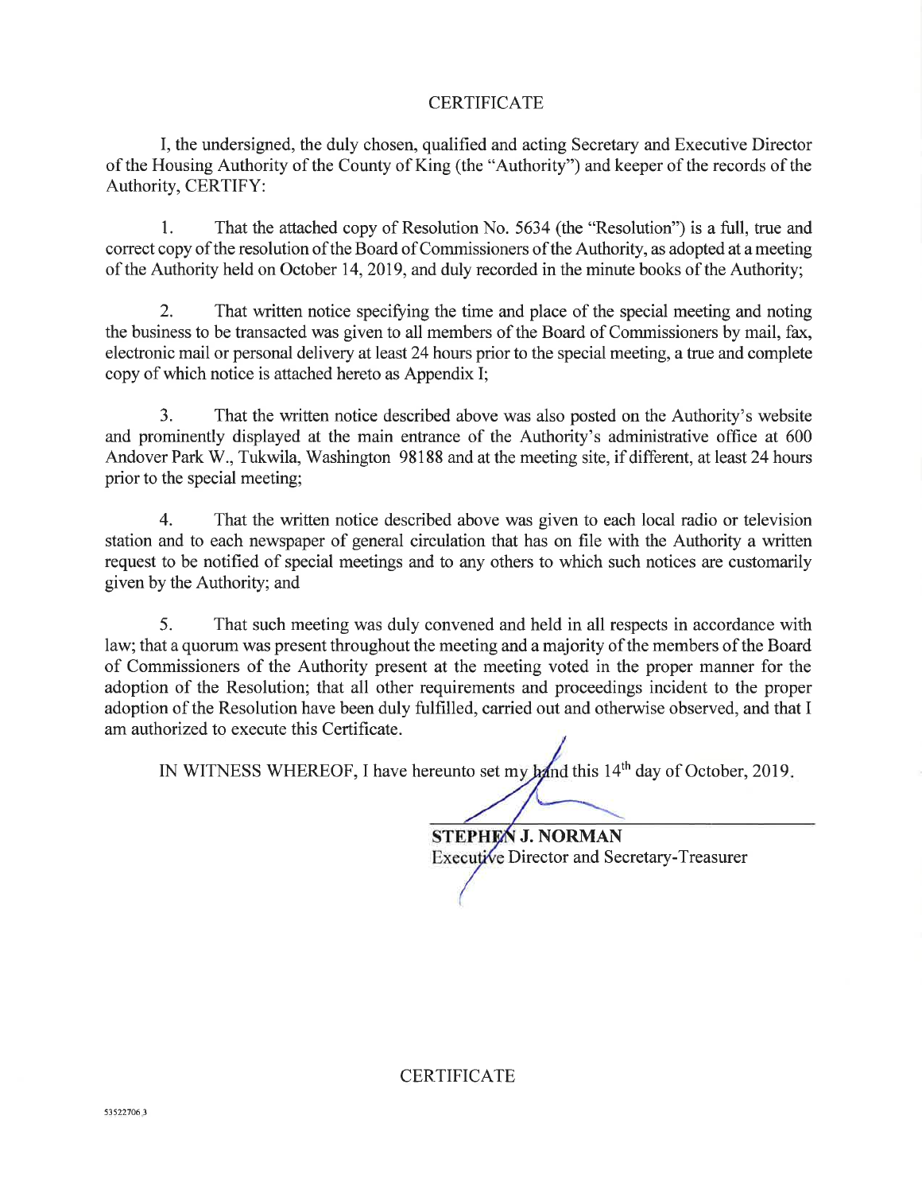# CERTIFICATE

I, the undersigned, the duly chosen, qualified and acting Secretary and Executive Director of the Housing Authority of the County of King (the "Authority") and keeper of the records of the Authority, CERTIFY:

1. That the attached copy of Resolution No. 5634 (the "Resolution") is a full, true and correct copy of the resolution of the Board of Commissioners of the Authority, as adopted at a meeting of the Authority held on October 14, 2019, and duly recorded in the minute books of the Authority;

2. That written notice specifying the time and place of the special meeting and noting the business to be transacted was given to all members of the Board of Commissioners by mail, fax, electronic mail or personal delivery at least 24 hours prior to the special meeting, a true and complete copy of which notice is attached hereto as Appendix I;

3. That the written notice described above was also posted on the Authority's website and prominently displayed at the main entrance of the Authority's administrative office at 600 Andover Park W., Tukwila, Washington 98188 and at the meeting site, if different, at least 24 hours prior to the special meeting;

4. That the written notice described above was given to each local radio or television station and to each newspaper of general circulation that has on file with the Authority a written request to be notified of special meetings and to any others to which such notices are customarily given by the Authority; and

5. That such meeting was duly convened and held in all respects in accordance with law; that a quorum was present throughout the meeting and a majority of the members of the Board of Commissioners of the Authority present at the meeting voted in the proper manner for the adoption of the Resolution; that all other requirements and proceedings incident to the proper adoption of the Resolution have been duly fulfilled, carried out and otherwise observed, and that I am authorized to execute this Certificate.

IN WITNESS WHEREOF, I have hereunto set my hand this 14th day of October, 2019.

**STEPHEN J. NORMAN**
Executive Director and Secretary-Treasurer

CERTIFICATE

53522706.3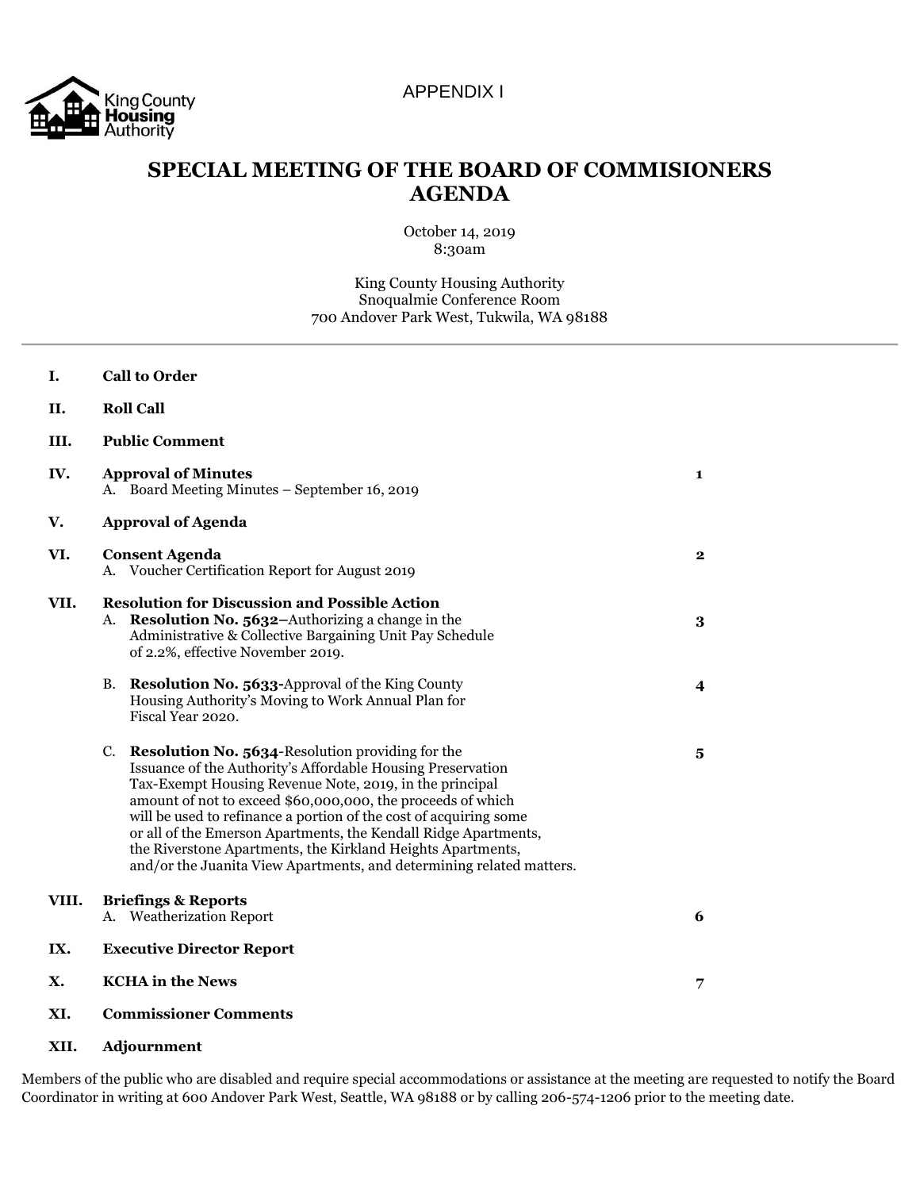APPENDIX I

King County Housing Authority

# SPECIAL MEETING OF THE BOARD OF COMMISIONERS AGENDA

October 14, 2019
8:30am

King County Housing Authority
Snoqualmie Conference Room
700 Andover Park West, Tukwila, WA 98188

| | | |
|---|---|---|
| **I.** | **Call to Order** | |
| **II.** | **Roll Call** | |
| **III.** | **Public Comment** | |
| **IV.** | **Approval of Minutes**<br>A. Board Meeting Minutes – September 16, 2019 | **1** |
| **V.** | **Approval of Agenda** | |
| **VI.** | **Consent Agenda**<br>A. Voucher Certification Report for August 2019 | **2** |
| **VII.** | **Resolution for Discussion and Possible Action**<br>A. **Resolution No. 5632**–Authorizing a change in the Administrative & Collective Bargaining Unit Pay Schedule of 2.2%, effective November 2019. | **3** |
| | B. **Resolution No. 5633-**Approval of the King County Housing Authority's Moving to Work Annual Plan for Fiscal Year 2020. | **4** |
| | C. **Resolution No. 5634**-Resolution providing for the Issuance of the Authority's Affordable Housing Preservation Tax-Exempt Housing Revenue Note, 2019, in the principal amount of not to exceed $60,000,000, the proceeds of which will be used to refinance a portion of the cost of acquiring some or all of the Emerson Apartments, the Kendall Ridge Apartments, the Riverstone Apartments, the Kirkland Heights Apartments, and/or the Juanita View Apartments, and determining related matters. | **5** |
| **VIII.** | **Briefings & Reports**<br>A. Weatherization Report | **6** |
| **IX.** | **Executive Director Report** | |
| **X.** | **KCHA in the News** | **7** |
| **XI.** | **Commissioner Comments** | |
| **XII.** | **Adjournment** | |

Members of the public who are disabled and require special accommodations or assistance at the meeting are requested to notify the Board Coordinator in writing at 600 Andover Park West, Seattle, WA 98188 or by calling 206-574-1206 prior to the meeting date.